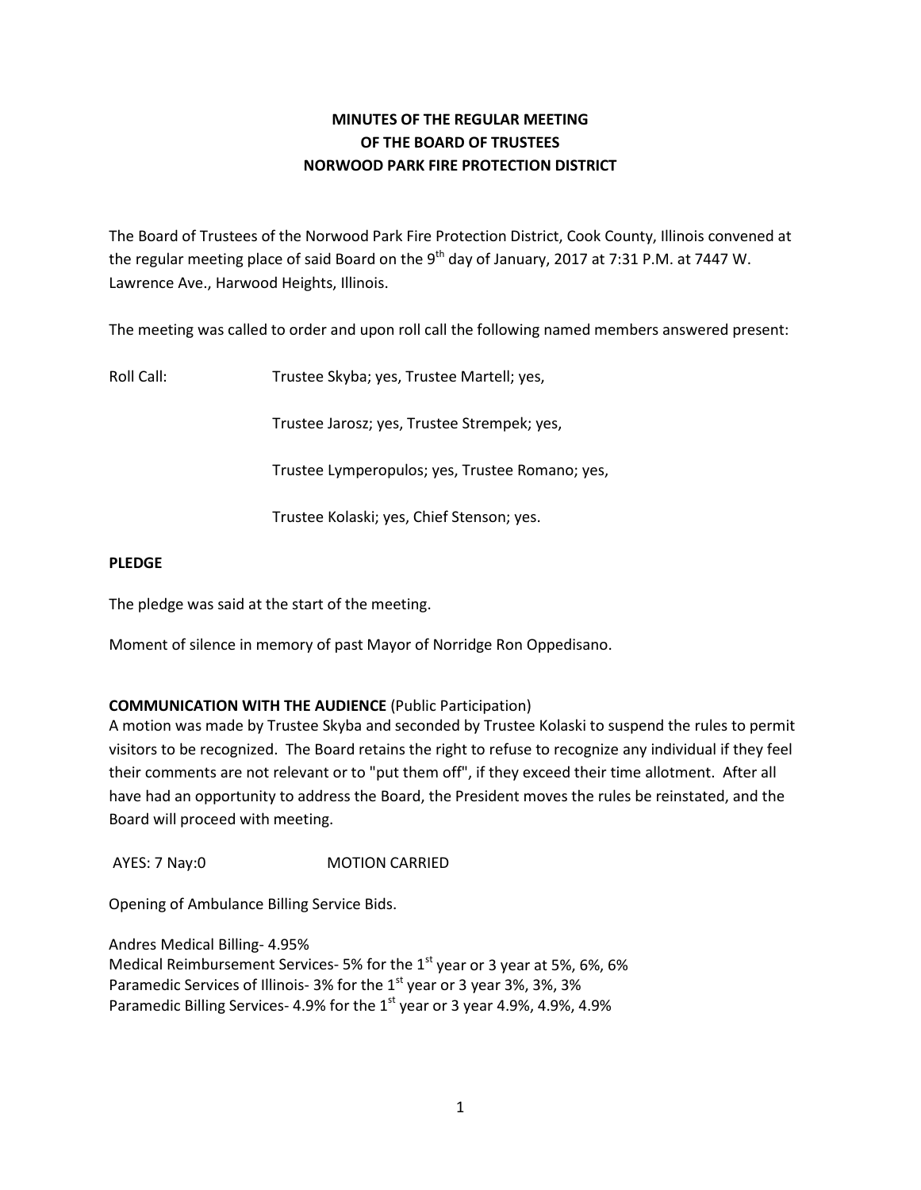# MINUTES OF THE REGULAR MEETING
# OF THE BOARD OF TRUSTEES
# NORWOOD PARK FIRE PROTECTION DISTRICT

The Board of Trustees of the Norwood Park Fire Protection District, Cook County, Illinois convened at the regular meeting place of said Board on the 9th day of January, 2017 at 7:31 P.M. at 7447 W. Lawrence Ave., Harwood Heights, Illinois.

The meeting was called to order and upon roll call the following named members answered present:

Roll Call: Trustee Skyba; yes, Trustee Martell; yes,

Trustee Jarosz; yes, Trustee Strempek; yes,

Trustee Lymperopulos; yes, Trustee Romano; yes,

Trustee Kolaski; yes, Chief Stenson; yes.

**PLEDGE**

The pledge was said at the start of the meeting.

Moment of silence in memory of past Mayor of Norridge Ron Oppedisano.

**COMMUNICATION WITH THE AUDIENCE** (Public Participation)

A motion was made by Trustee Skyba and seconded by Trustee Kolaski to suspend the rules to permit visitors to be recognized. The Board retains the right to refuse to recognize any individual if they feel their comments are not relevant or to "put them off", if they exceed their time allotment. After all have had an opportunity to address the Board, the President moves the rules be reinstated, and the Board will proceed with meeting.

AYES: 7 Nay:0 MOTION CARRIED

Opening of Ambulance Billing Service Bids.

Andres Medical Billing- 4.95%
Medical Reimbursement Services- 5% for the 1st year or 3 year at 5%, 6%, 6%
Paramedic Services of Illinois- 3% for the 1st year or 3 year 3%, 3%, 3%
Paramedic Billing Services- 4.9% for the 1st year or 3 year 4.9%, 4.9%, 4.9%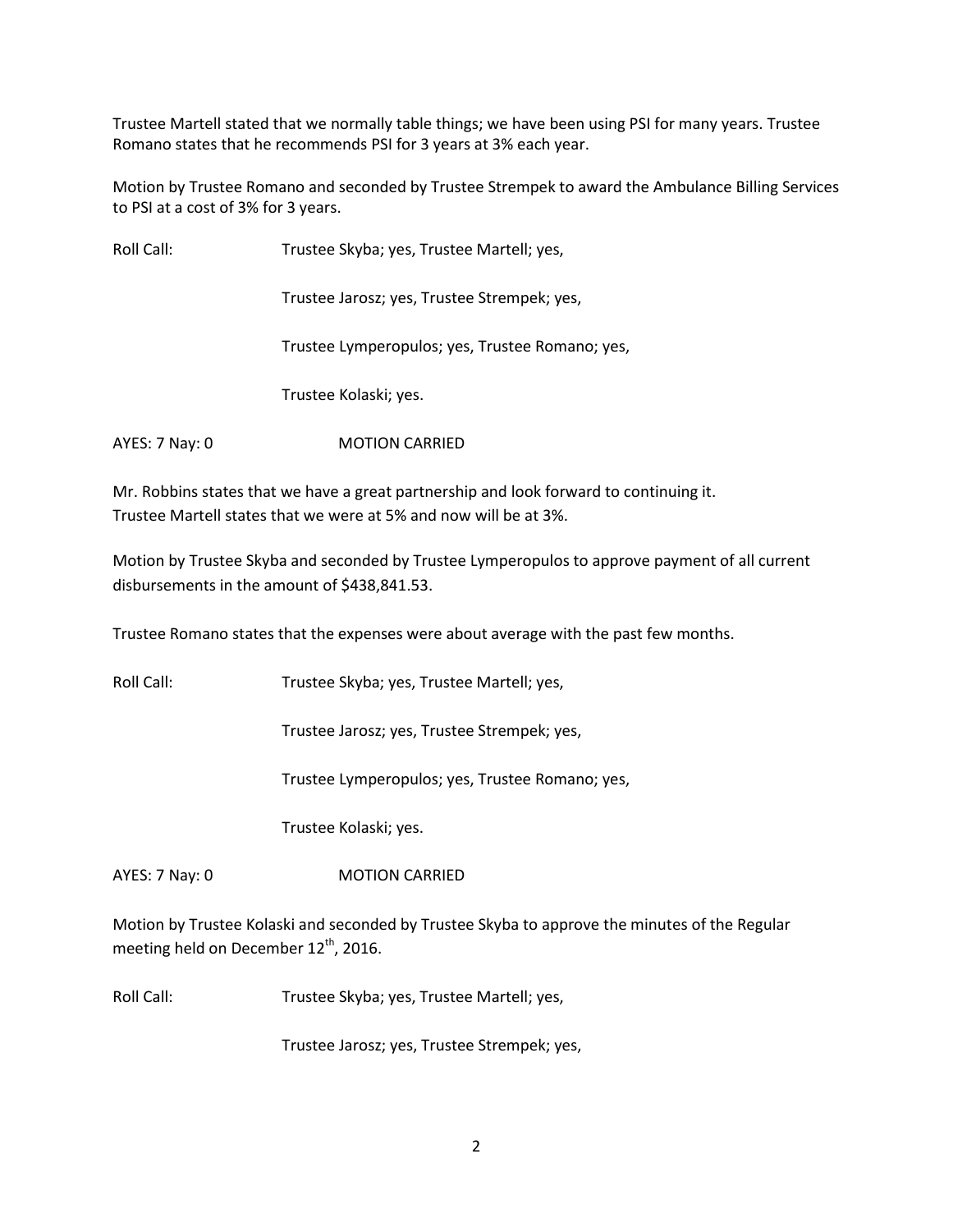Trustee Martell stated that we normally table things; we have been using PSI for many years. Trustee Romano states that he recommends PSI for 3 years at 3% each year.

Motion by Trustee Romano and seconded by Trustee Strempek to award the Ambulance Billing Services to PSI at a cost of 3% for 3 years.

Roll Call: Trustee Skyba; yes, Trustee Martell; yes,

Trustee Jarosz; yes, Trustee Strempek; yes,

Trustee Lymperopulos; yes, Trustee Romano; yes,

Trustee Kolaski; yes.

AYES: 7 Nay: 0 MOTION CARRIED

Mr. Robbins states that we have a great partnership and look forward to continuing it.
Trustee Martell states that we were at 5% and now will be at 3%.

Motion by Trustee Skyba and seconded by Trustee Lymperopulos to approve payment of all current disbursements in the amount of $438,841.53.

Trustee Romano states that the expenses were about average with the past few months.

Roll Call: Trustee Skyba; yes, Trustee Martell; yes,

Trustee Jarosz; yes, Trustee Strempek; yes,

Trustee Lymperopulos; yes, Trustee Romano; yes,

Trustee Kolaski; yes.

AYES: 7 Nay: 0 MOTION CARRIED

Motion by Trustee Kolaski and seconded by Trustee Skyba to approve the minutes of the Regular meeting held on December 12th, 2016.

Roll Call: Trustee Skyba; yes, Trustee Martell; yes,

Trustee Jarosz; yes, Trustee Strempek; yes,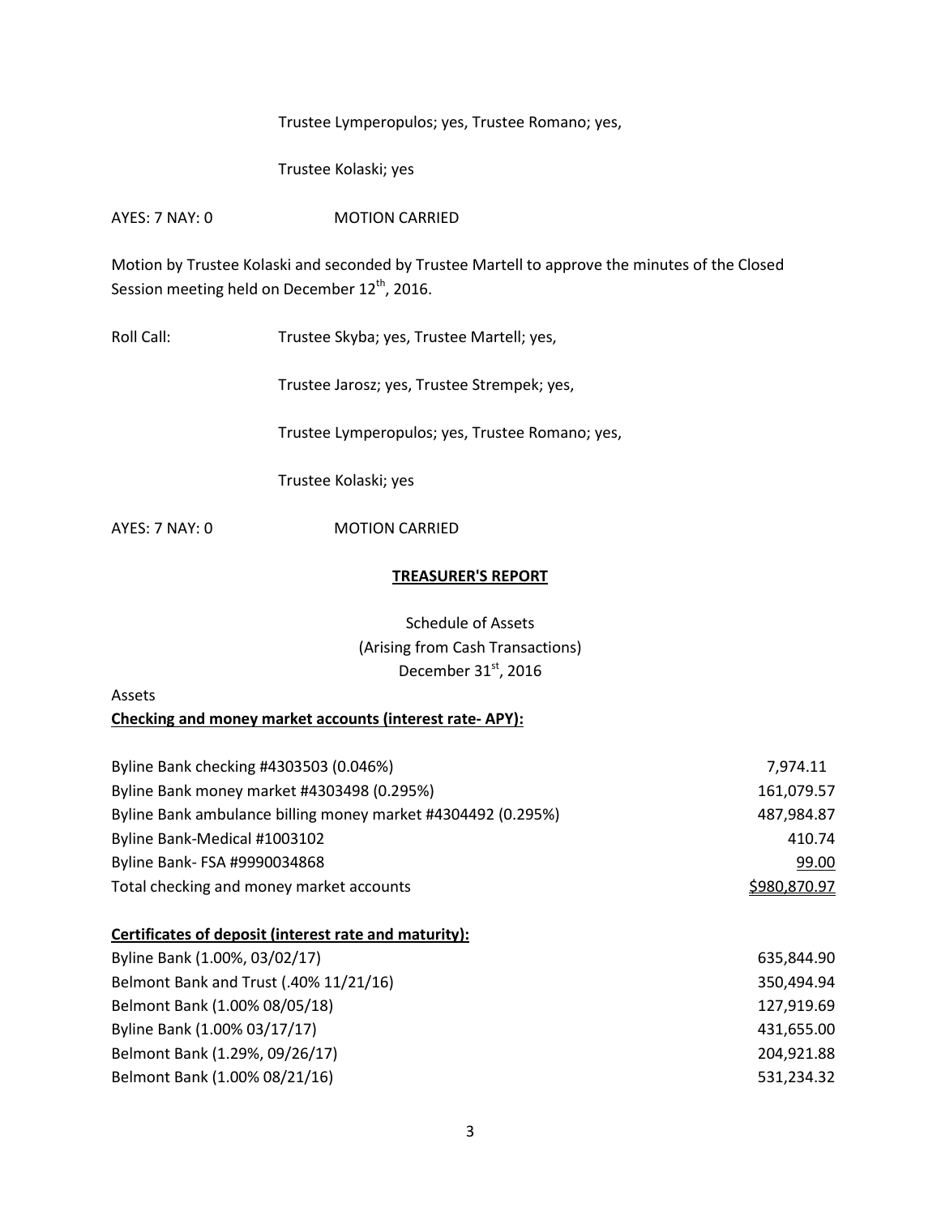Trustee Lymperopulos; yes, Trustee Romano; yes,

Trustee Kolaski; yes

AYES: 7 NAY: 0 MOTION CARRIED

Motion by Trustee Kolaski and seconded by Trustee Martell to approve the minutes of the Closed Session meeting held on December 12th, 2016.

Roll Call: Trustee Skyba; yes, Trustee Martell; yes,

Trustee Jarosz; yes, Trustee Strempek; yes,

Trustee Lymperopulos; yes, Trustee Romano; yes,

Trustee Kolaski; yes

AYES: 7 NAY: 0 MOTION CARRIED

## TREASURER'S REPORT

Schedule of Assets
(Arising from Cash Transactions)
December 31st, 2016

Assets

**Checking and money market accounts (interest rate- APY):**

| | |
|---|---|
| Byline Bank checking #4303503 (0.046%) | 7,974.11 |
| Byline Bank money market #4303498 (0.295%) | 161,079.57 |
| Byline Bank ambulance billing money market #4304492 (0.295%) | 487,984.87 |
| Byline Bank-Medical #1003102 | 410.74 |
| Byline Bank- FSA #9990034868 | 99.00 |
| Total checking and money market accounts | $980,870.97 |

**Certificates of deposit (interest rate and maturity):**

| | |
|---|---|
| Byline Bank (1.00%, 03/02/17) | 635,844.90 |
| Belmont Bank and Trust (.40% 11/21/16) | 350,494.94 |
| Belmont Bank (1.00% 08/05/18) | 127,919.69 |
| Byline Bank (1.00% 03/17/17) | 431,655.00 |
| Belmont Bank (1.29%, 09/26/17) | 204,921.88 |
| Belmont Bank (1.00% 08/21/16) | 531,234.32 |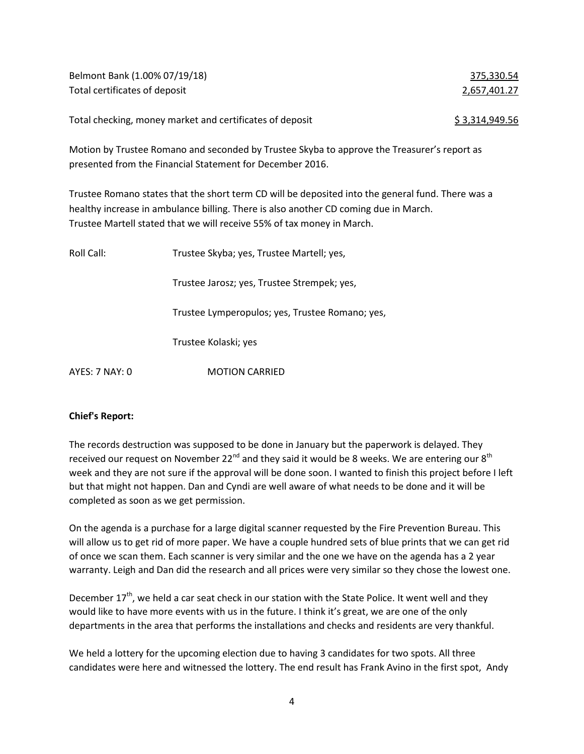| | |
|---|---|
| Belmont Bank (1.00% 07/19/18) | 375,330.54 |
| Total certificates of deposit | 2,657,401.27 |
| | |
| Total checking, money market and certificates of deposit | $ 3,314,949.56 |

Motion by Trustee Romano and seconded by Trustee Skyba to approve the Treasurer's report as presented from the Financial Statement for December 2016.

Trustee Romano states that the short term CD will be deposited into the general fund. There was a healthy increase in ambulance billing. There is also another CD coming due in March.
Trustee Martell stated that we will receive 55% of tax money in March.

Roll Call: Trustee Skyba; yes, Trustee Martell; yes,

Trustee Jarosz; yes, Trustee Strempek; yes,

Trustee Lymperopulos; yes, Trustee Romano; yes,

Trustee Kolaski; yes

AYES: 7 NAY: 0 MOTION CARRIED

**Chief's Report:**

The records destruction was supposed to be done in January but the paperwork is delayed. They received our request on November 22nd and they said it would be 8 weeks. We are entering our 8th week and they are not sure if the approval will be done soon. I wanted to finish this project before I left but that might not happen. Dan and Cyndi are well aware of what needs to be done and it will be completed as soon as we get permission.

On the agenda is a purchase for a large digital scanner requested by the Fire Prevention Bureau. This will allow us to get rid of more paper. We have a couple hundred sets of blue prints that we can get rid of once we scan them. Each scanner is very similar and the one we have on the agenda has a 2 year warranty. Leigh and Dan did the research and all prices were very similar so they chose the lowest one.

December 17th, we held a car seat check in our station with the State Police. It went well and they would like to have more events with us in the future. I think it's great, we are one of the only departments in the area that performs the installations and checks and residents are very thankful.

We held a lottery for the upcoming election due to having 3 candidates for two spots. All three candidates were here and witnessed the lottery. The end result has Frank Avino in the first spot, Andy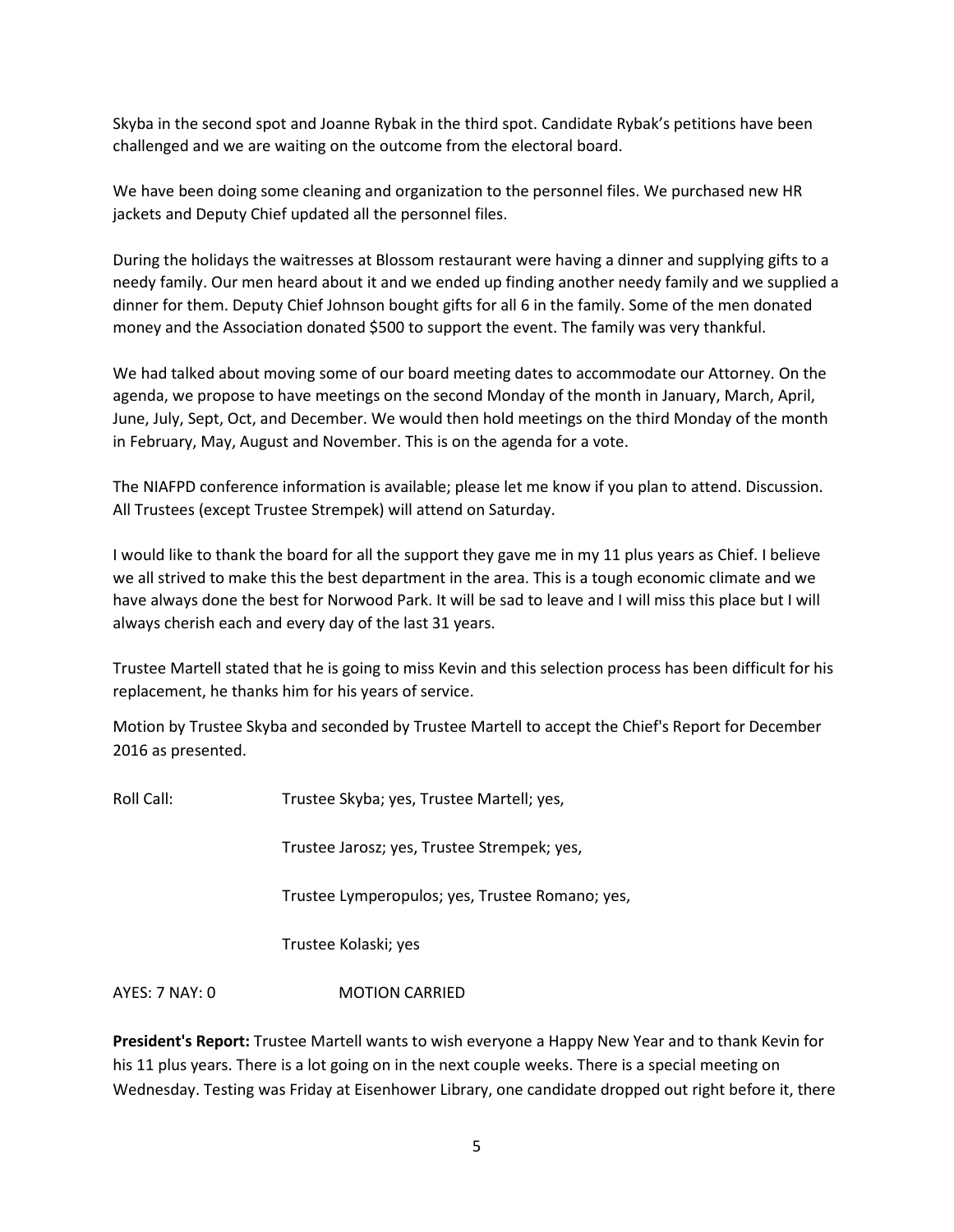Skyba in the second spot and Joanne Rybak in the third spot. Candidate Rybak's petitions have been challenged and we are waiting on the outcome from the electoral board.

We have been doing some cleaning and organization to the personnel files. We purchased new HR jackets and Deputy Chief updated all the personnel files.

During the holidays the waitresses at Blossom restaurant were having a dinner and supplying gifts to a needy family. Our men heard about it and we ended up finding another needy family and we supplied a dinner for them. Deputy Chief Johnson bought gifts for all 6 in the family. Some of the men donated money and the Association donated $500 to support the event. The family was very thankful.

We had talked about moving some of our board meeting dates to accommodate our Attorney. On the agenda, we propose to have meetings on the second Monday of the month in January, March, April, June, July, Sept, Oct, and December. We would then hold meetings on the third Monday of the month in February, May, August and November. This is on the agenda for a vote.

The NIAFPD conference information is available; please let me know if you plan to attend. Discussion. All Trustees (except Trustee Strempek) will attend on Saturday.

I would like to thank the board for all the support they gave me in my 11 plus years as Chief. I believe we all strived to make this the best department in the area. This is a tough economic climate and we have always done the best for Norwood Park. It will be sad to leave and I will miss this place but I will always cherish each and every day of the last 31 years.

Trustee Martell stated that he is going to miss Kevin and this selection process has been difficult for his replacement, he thanks him for his years of service.

Motion by Trustee Skyba and seconded by Trustee Martell to accept the Chief's Report for December 2016 as presented.

Roll Call: Trustee Skyba; yes, Trustee Martell; yes,

Trustee Jarosz; yes, Trustee Strempek; yes,

Trustee Lymperopulos; yes, Trustee Romano; yes,

Trustee Kolaski; yes

AYES: 7 NAY: 0 MOTION CARRIED

**President's Report:** Trustee Martell wants to wish everyone a Happy New Year and to thank Kevin for his 11 plus years. There is a lot going on in the next couple weeks. There is a special meeting on Wednesday. Testing was Friday at Eisenhower Library, one candidate dropped out right before it, there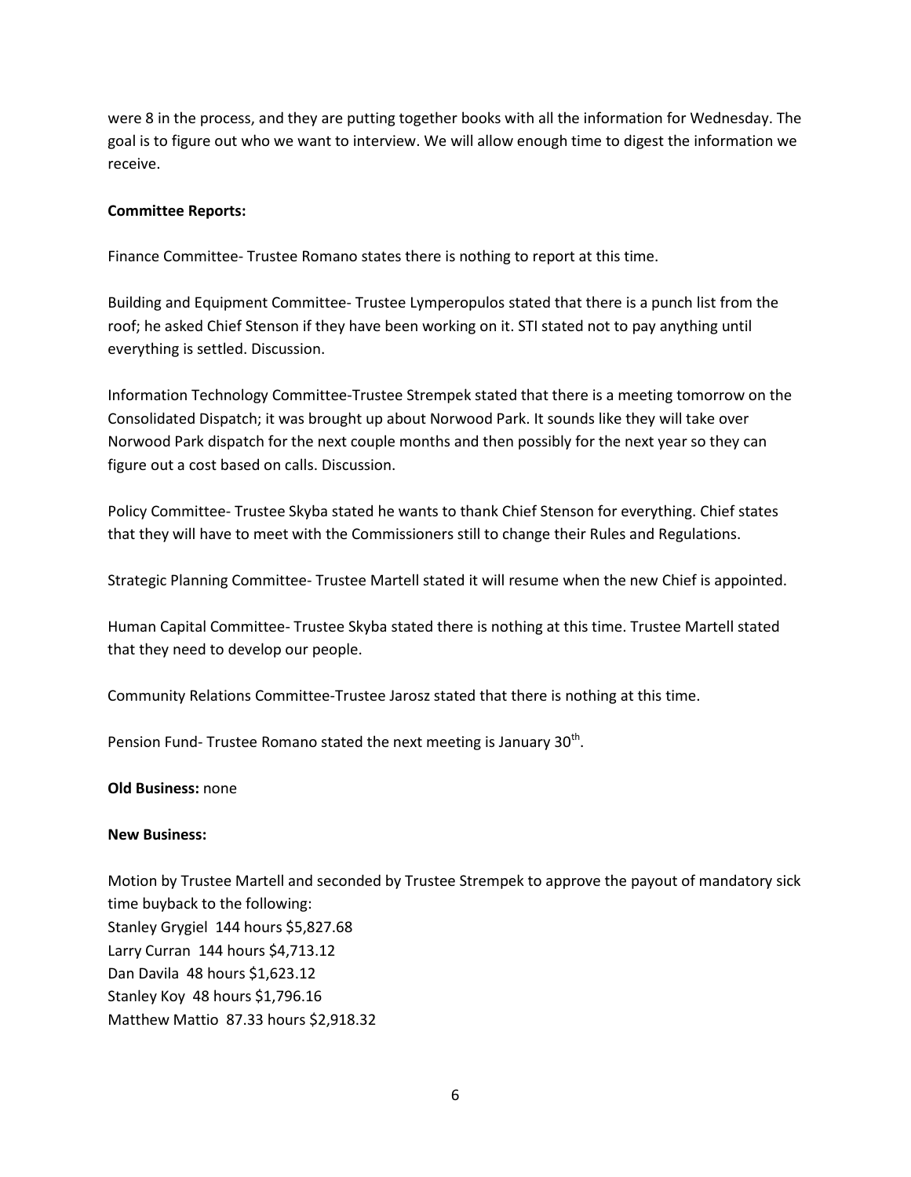were 8 in the process, and they are putting together books with all the information for Wednesday. The goal is to figure out who we want to interview. We will allow enough time to digest the information we receive.

**Committee Reports:**

Finance Committee- Trustee Romano states there is nothing to report at this time.

Building and Equipment Committee- Trustee Lymperopulos stated that there is a punch list from the roof; he asked Chief Stenson if they have been working on it. STI stated not to pay anything until everything is settled. Discussion.

Information Technology Committee-Trustee Strempek stated that there is a meeting tomorrow on the Consolidated Dispatch; it was brought up about Norwood Park. It sounds like they will take over Norwood Park dispatch for the next couple months and then possibly for the next year so they can figure out a cost based on calls. Discussion.

Policy Committee- Trustee Skyba stated he wants to thank Chief Stenson for everything. Chief states that they will have to meet with the Commissioners still to change their Rules and Regulations.

Strategic Planning Committee- Trustee Martell stated it will resume when the new Chief is appointed.

Human Capital Committee- Trustee Skyba stated there is nothing at this time. Trustee Martell stated that they need to develop our people.

Community Relations Committee-Trustee Jarosz stated that there is nothing at this time.

Pension Fund- Trustee Romano stated the next meeting is January 30th.

**Old Business:** none

**New Business:**

Motion by Trustee Martell and seconded by Trustee Strempek to approve the payout of mandatory sick time buyback to the following:
Stanley Grygiel 144 hours $5,827.68
Larry Curran 144 hours $4,713.12
Dan Davila 48 hours $1,623.12
Stanley Koy 48 hours $1,796.16
Matthew Mattio 87.33 hours $2,918.32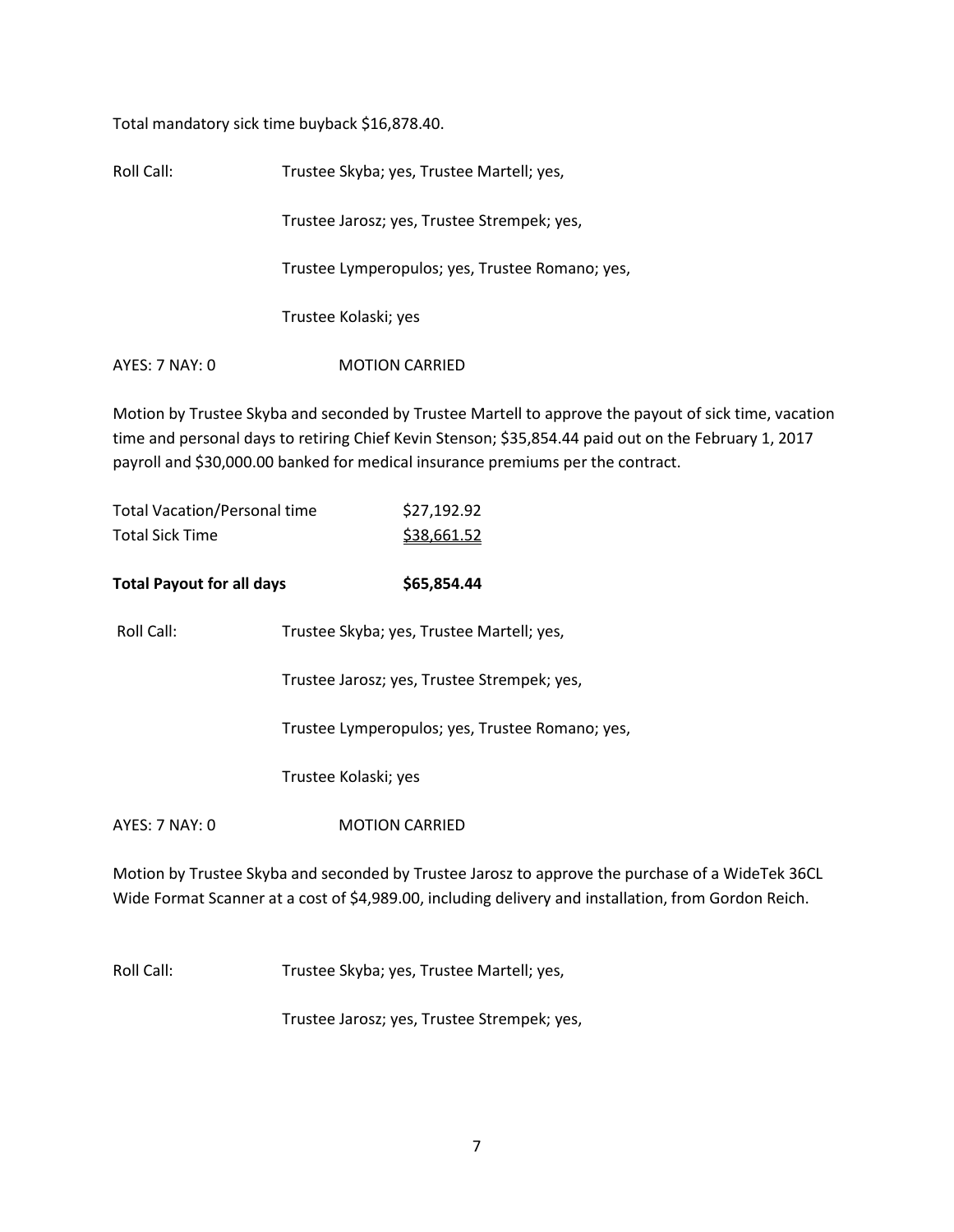Total mandatory sick time buyback $16,878.40.

Roll Call: Trustee Skyba; yes, Trustee Martell; yes,

Trustee Jarosz; yes, Trustee Strempek; yes,

Trustee Lymperopulos; yes, Trustee Romano; yes,

Trustee Kolaski; yes

AYES: 7 NAY: 0 MOTION CARRIED

Motion by Trustee Skyba and seconded by Trustee Martell to approve the payout of sick time, vacation time and personal days to retiring Chief Kevin Stenson; $35,854.44 paid out on the February 1, 2017 payroll and $30,000.00 banked for medical insurance premiums per the contract.

| | |
|---|---|
| Total Vacation/Personal time | $27,192.92 |
| Total Sick Time | $38,661.52 |
| **Total Payout for all days** | **$65,854.44** |

Roll Call: Trustee Skyba; yes, Trustee Martell; yes,

Trustee Jarosz; yes, Trustee Strempek; yes,

Trustee Lymperopulos; yes, Trustee Romano; yes,

Trustee Kolaski; yes

AYES: 7 NAY: 0 MOTION CARRIED

Motion by Trustee Skyba and seconded by Trustee Jarosz to approve the purchase of a WideTek 36CL Wide Format Scanner at a cost of $4,989.00, including delivery and installation, from Gordon Reich.

Roll Call: Trustee Skyba; yes, Trustee Martell; yes,

Trustee Jarosz; yes, Trustee Strempek; yes,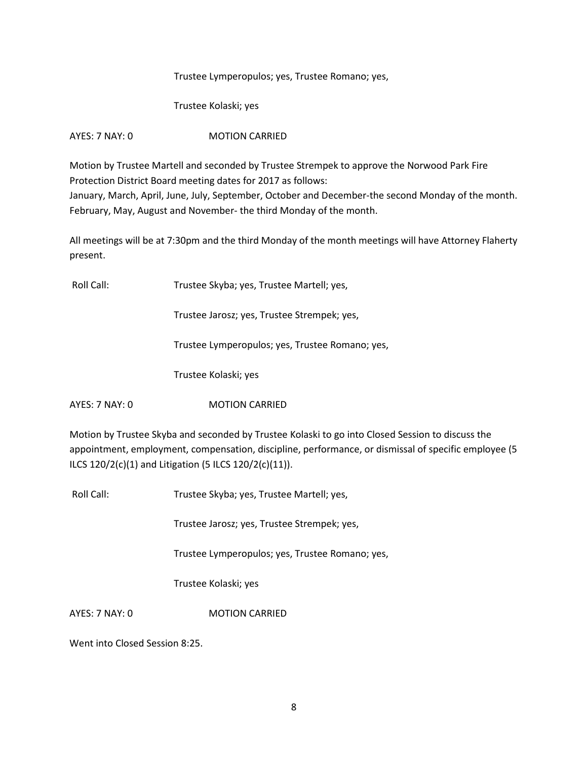Trustee Lymperopulos; yes, Trustee Romano; yes,

Trustee Kolaski; yes

AYES: 7 NAY: 0 MOTION CARRIED

Motion by Trustee Martell and seconded by Trustee Strempek to approve the Norwood Park Fire Protection District Board meeting dates for 2017 as follows:
January, March, April, June, July, September, October and December-the second Monday of the month.
February, May, August and November- the third Monday of the month.

All meetings will be at 7:30pm and the third Monday of the month meetings will have Attorney Flaherty present.

Roll Call: Trustee Skyba; yes, Trustee Martell; yes,

Trustee Jarosz; yes, Trustee Strempek; yes,

Trustee Lymperopulos; yes, Trustee Romano; yes,

Trustee Kolaski; yes

AYES: 7 NAY: 0 MOTION CARRIED

Motion by Trustee Skyba and seconded by Trustee Kolaski to go into Closed Session to discuss the appointment, employment, compensation, discipline, performance, or dismissal of specific employee (5 ILCS 120/2(c)(1) and Litigation (5 ILCS 120/2(c)(11)).

Roll Call: Trustee Skyba; yes, Trustee Martell; yes,

Trustee Jarosz; yes, Trustee Strempek; yes,

Trustee Lymperopulos; yes, Trustee Romano; yes,

Trustee Kolaski; yes

AYES: 7 NAY: 0 MOTION CARRIED

Went into Closed Session 8:25.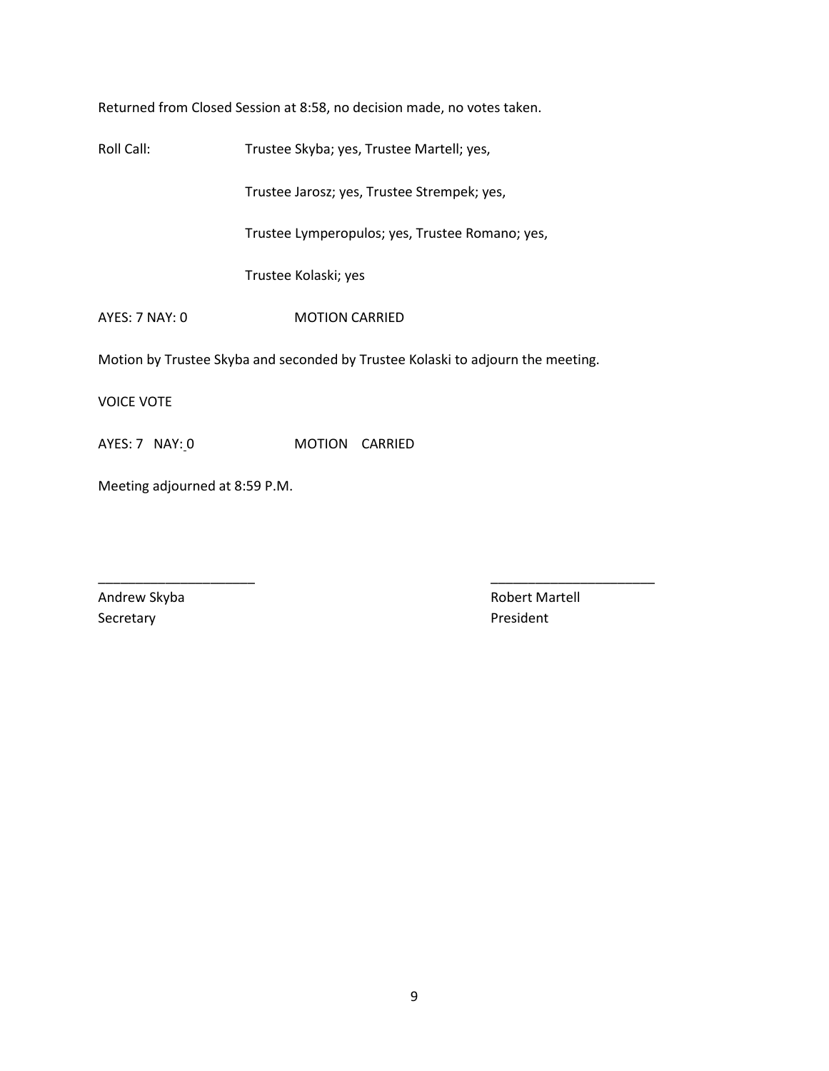Returned from Closed Session at 8:58, no decision made, no votes taken.

Roll Call: Trustee Skyba; yes, Trustee Martell; yes,

Trustee Jarosz; yes, Trustee Strempek; yes,

Trustee Lymperopulos; yes, Trustee Romano; yes,

Trustee Kolaski; yes

AYES: 7 NAY: 0 MOTION CARRIED

Motion by Trustee Skyba and seconded by Trustee Kolaski to adjourn the meeting.

VOICE VOTE

AYES: 7 NAY: 0 MOTION CARRIED

Meeting adjourned at 8:59 P.M.

_____________________ _____________________

Andrew Skyba Robert Martell

Secretary President